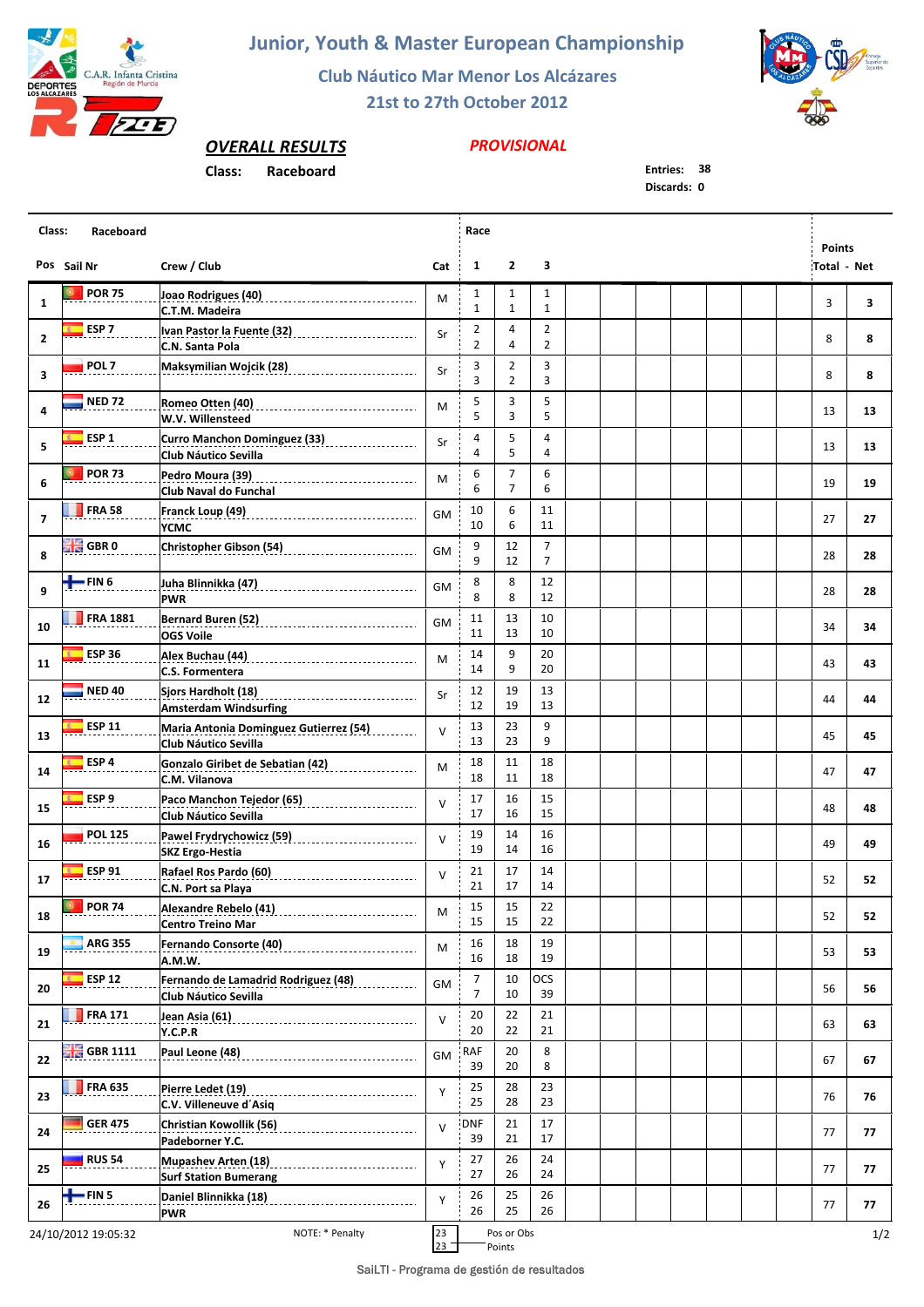# Junior, Youth & Master European Championship

## Club Náutico Mar Menor Los Alcázares

### 21st to 27th October 2012

**OVERALL RESULTS** — ***PROVISIONAL***

**Class:** Raceboard

**Entries:** 38
**Discards:** 0

| Pos | Sail Nr | Crew / Club | Cat | Race 1 | Race 2 | Race 3 | Points Total | Points Net |
|---|---|---|---|---|---|---|---|---|
| 1 | POR 75 | Joao Rodrigues (40) / C.T.M. Madeira | M | 1 / 1 | 1 / 1 | 1 / 1 | 3 | 3 |
| 2 | ESP 7 | Ivan Pastor la Fuente (32) / C.N. Santa Pola | Sr | 2 / 2 | 4 / 4 | 2 / 2 | 8 | 8 |
| 3 | POL 7 | Maksymilian Wojcik (28) | Sr | 3 / 3 | 2 / 2 | 3 / 3 | 8 | 8 |
| 4 | NED 72 | Romeo Otten (40) / W.V. Willensteed | M | 5 / 5 | 3 / 3 | 5 / 5 | 13 | 13 |
| 5 | ESP 1 | Curro Manchon Dominguez (33) / Club Náutico Sevilla | Sr | 4 / 4 | 5 / 5 | 4 / 4 | 13 | 13 |
| 6 | POR 73 | Pedro Moura (39) / Club Naval do Funchal | M | 6 / 6 | 7 / 7 | 6 / 6 | 19 | 19 |
| 7 | FRA 58 | Franck Loup (49) / YCMC | GM | 10 / 10 | 6 / 6 | 11 / 11 | 27 | 27 |
| 8 | GBR 0 | Christopher Gibson (54) | GM | 9 / 9 | 12 / 12 | 7 / 7 | 28 | 28 |
| 9 | FIN 6 | Juha Blinnikka (47) / PWR | GM | 8 / 8 | 8 / 8 | 12 / 12 | 28 | 28 |
| 10 | FRA 1881 | Bernard Buren (52) / OGS Voile | GM | 11 / 11 | 13 / 13 | 10 / 10 | 34 | 34 |
| 11 | ESP 36 | Alex Buchau (44) / C.S. Formentera | M | 14 / 14 | 9 / 9 | 20 / 20 | 43 | 43 |
| 12 | NED 40 | Sjors Hardholt (18) / Amsterdam Windsurfing | Sr | 12 / 12 | 19 / 19 | 13 / 13 | 44 | 44 |
| 13 | ESP 11 | Maria Antonia Dominguez Gutierrez (54) / Club Náutico Sevilla | V | 13 / 13 | 23 / 23 | 9 / 9 | 45 | 45 |
| 14 | ESP 4 | Gonzalo Giribet de Sebatian (42) / C.M. Vilanova | M | 18 / 18 | 11 / 11 | 18 / 18 | 47 | 47 |
| 15 | ESP 9 | Paco Manchon Tejedor (65) / Club Náutico Sevilla | V | 17 / 17 | 16 / 16 | 15 / 15 | 48 | 48 |
| 16 | POL 125 | Pawel Frydrychowicz (59) / SKZ Ergo-Hestia | V | 19 / 19 | 14 / 14 | 16 / 16 | 49 | 49 |
| 17 | ESP 91 | Rafael Ros Pardo (60) / C.N. Port sa Playa | V | 21 / 21 | 17 / 17 | 14 / 14 | 52 | 52 |
| 18 | POR 74 | Alexandre Rebelo (41) / Centro Treino Mar | M | 15 / 15 | 15 / 15 | 22 / 22 | 52 | 52 |
| 19 | ARG 355 | Fernando Consorte (40) / A.M.W. | M | 16 / 16 | 18 / 18 | 19 / 19 | 53 | 53 |
| 20 | ESP 12 | Fernando de Lamadrid Rodriguez (48) / Club Náutico Sevilla | GM | 7 / 7 | 10 / 10 | OCS / 39 | 56 | 56 |
| 21 | FRA 171 | Jean Asia (61) / Y.C.P.R | V | 20 / 20 | 22 / 22 | 21 / 21 | 63 | 63 |
| 22 | GBR 1111 | Paul Leone (48) | GM | RAF / 39 | 20 / 20 | 8 / 8 | 67 | 67 |
| 23 | FRA 635 | Pierre Ledet (19) / C.V. Villeneuve d´Asiq | Y | 25 / 25 | 28 / 28 | 23 / 23 | 76 | 76 |
| 24 | GER 475 | Christian Kowollik (56) / Padeborner Y.C. | V | DNF / 39 | 21 / 21 | 17 / 17 | 77 | 77 |
| 25 | RUS 54 | Mupashev Arten (18) / Surf Station Bumerang | Y | 27 / 27 | 26 / 26 | 24 / 24 | 77 | 77 |
| 26 | FIN 5 | Daniel Blinnikka (18) / PWR | Y | 26 / 26 | 25 / 25 | 26 / 26 | 77 | 77 |

24/10/2012 19:05:32

NOTE: * Penalty

Race cells: Pos or Obs / Points

SaiLTI - Programa de gestión de resultados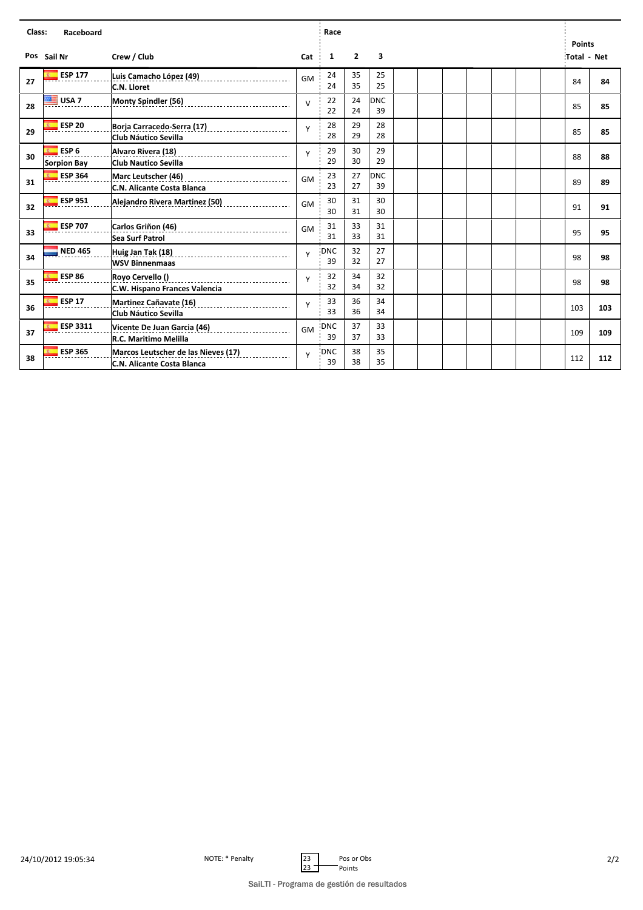**Class:** Raceboard

| Pos | Sail Nr | Crew / Club | Cat | Race 1 | 2 | 3 | | | | | | | | Points Total | Net |
|---|---|---|---|---|---|---|---|---|---|---|---|---|---|---|---|
| 27 | ESP 177 | Luis Camacho López (49)<br>C.N. Lloret | GM | 24<br>24 | 35<br>35 | 25<br>25 | | | | | | | | 84 | **84** |
| 28 | USA 7 | Monty Spindler (56) | V | 22<br>22 | 24<br>24 | DNC<br>39 | | | | | | | | 85 | **85** |
| 29 | ESP 20 | Borja Carracedo-Serra (17)<br>Club Náutico Sevilla | Y | 28<br>28 | 29<br>29 | 28<br>28 | | | | | | | | 85 | **85** |
| 30 | ESP 6<br>Sorpion Bay | Alvaro Rivera (18)<br>Club Nautico Sevilla | Y | 29<br>29 | 30<br>30 | 29<br>29 | | | | | | | | 88 | **88** |
| 31 | ESP 364 | Marc Leutscher (46)<br>C.N. Alicante Costa Blanca | GM | 23<br>23 | 27<br>27 | DNC<br>39 | | | | | | | | 89 | **89** |
| 32 | ESP 951 | Alejandro Rivera Martinez (50) | GM | 30<br>30 | 31<br>31 | 30<br>30 | | | | | | | | 91 | **91** |
| 33 | ESP 707 | Carlos Griñon (46)<br>Sea Surf Patrol | GM | 31<br>31 | 33<br>33 | 31<br>31 | | | | | | | | 95 | **95** |
| 34 | NED 465 | Huig Jan Tak (18)<br>WSV Binnenmaas | Y | DNC<br>39 | 32<br>32 | 27<br>27 | | | | | | | | 98 | **98** |
| 35 | ESP 86 | Royo Cervello ()<br>C.W. Hispano Frances Valencia | Y | 32<br>32 | 34<br>34 | 32<br>32 | | | | | | | | 98 | **98** |
| 36 | ESP 17 | Martinez Cañavate (16)<br>Club Náutico Sevilla | Y | 33<br>33 | 36<br>36 | 34<br>34 | | | | | | | | 103 | **103** |
| 37 | ESP 3311 | Vicente De Juan Garcia (46)<br>R.C. Maritimo Melilla | GM | DNC<br>39 | 37<br>37 | 33<br>33 | | | | | | | | 109 | **109** |
| 38 | ESP 365 | Marcos Leutscher de las Nieves (17)<br>C.N. Alicante Costa Blanca | Y | DNC<br>39 | 38<br>38 | 35<br>35 | | | | | | | | 112 | **112** |

24/10/2012 19:05:34

NOTE: * Penalty — 23 / 23: Pos or Obs / Points

SaiLTI - Programa de gestión de resultados